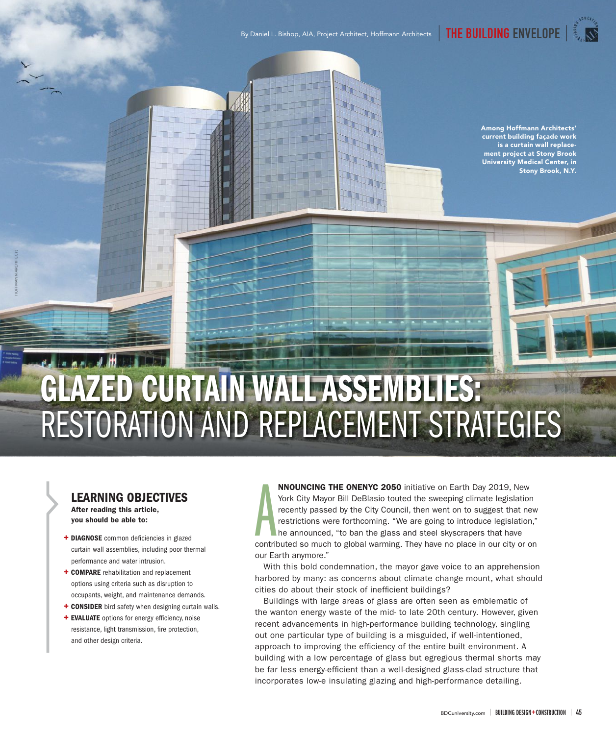By Daniel L. Bishop, AIA, Project Architect, Hoffmann Architects

Among Hoffmann Architects' current building façade work is a curtain wall replacement project at Stony Brook University Medical Center, in Stony Brook, N.Y.

# GLAZED CURTAIN WALL ASSEMBLIES: RESTORATION AND REPLACEMENT STRATEGIES

## LEARNING OBJECTIVES

**After reading this article, you should be able to:**

- **DIAGNOSE** common deficiencies in glazed curtain wall assemblies, including poor thermal performance and water intrusion.
- **COMPARE** rehabilitation and replacement options using criteria such as disruption to occupants, weight, and maintenance demands.
- **CONSIDER** bird safety when designing curtain walls.
- **EVALUATE** options for energy efficiency, noise resistance, light transmission, fire protection, and other design criteria.

**ANNOUNCING THE ONENYC 2050** initiative on Earth Day 2019, New York City Mayor Bill DeBlasio touted the sweeping climate legislation recently passed by the City Council, then went on to suggest that new restrictions were forthcoming. "We are going to introduce legislation," he announced, "to ban the glass and steel skyscrapers that have contributed so much to global warming. They have no place in our city or on our Earth anymore."

With this bold condemnation, the mayor gave voice to an apprehension harbored by many: as concerns about climate change mount, what should cities do about their stock of inefficient buildings?

Buildings with large areas of glass are often seen as emblematic of the wanton energy waste of the mid- to late 20th century. However, given recent advancements in high-performance building technology, singling out one particular type of building is a misguided, if well-intentioned, approach to improving the efficiency of the entire built environment. A building with a low percentage of glass but egregious thermal shorts may be far less energy-efficient than a well-designed glass-clad structure that incorporates low-e insulating glazing and high-performance detailing.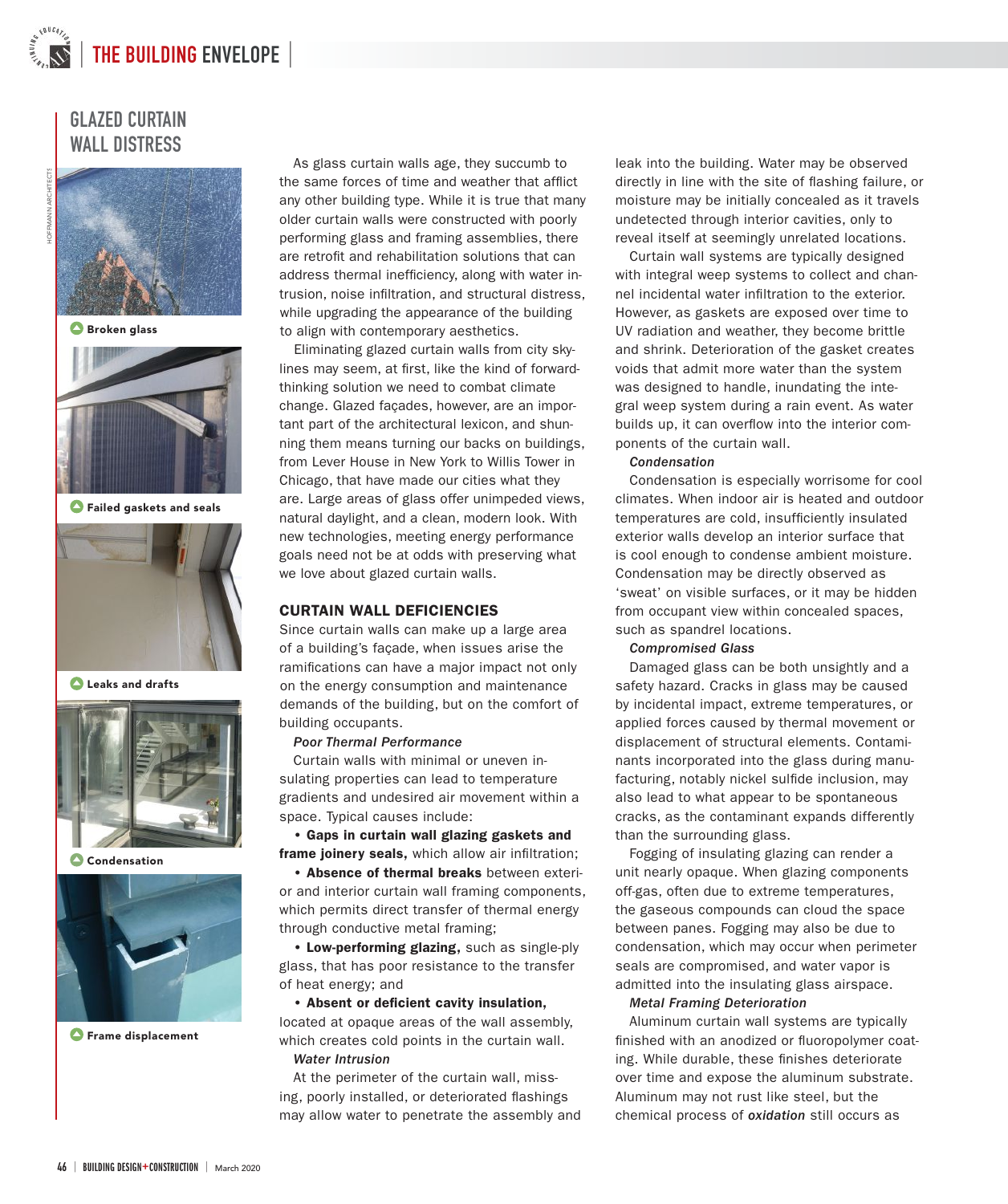## GLAZED CURTAIN WALL DISTRESS

Broken glass

Failed gaskets and seals

Leaks and drafts

Condensation

Frame displacement

As glass curtain walls age, they succumb to the same forces of time and weather that afflict any other building type. While it is true that many older curtain walls were constructed with poorly performing glass and framing assemblies, there are retrofit and rehabilitation solutions that can address thermal inefficiency, along with water intrusion, noise infiltration, and structural distress, while upgrading the appearance of the building to align with contemporary aesthetics.

Eliminating glazed curtain walls from city skylines may seem, at first, like the kind of forward-thinking solution we need to combat climate change. Glazed façades, however, are an important part of the architectural lexicon, and shunning them means turning our backs on buildings, from Lever House in New York to Willis Tower in Chicago, that have made our cities what they are. Large areas of glass offer unimpeded views, natural daylight, and a clean, modern look. With new technologies, meeting energy performance goals need not be at odds with preserving what we love about glazed curtain walls.

### CURTAIN WALL DEFICIENCIES

Since curtain walls can make up a large area of a building's façade, when issues arise the ramifications can have a major impact not only on the energy consumption and maintenance demands of the building, but on the comfort of building occupants.

*Poor Thermal Performance*

Curtain walls with minimal or uneven insulating properties can lead to temperature gradients and undesired air movement within a space. Typical causes include:

- **Gaps in curtain wall glazing gaskets and frame joinery seals,** which allow air infiltration;
- **Absence of thermal breaks** between exterior and interior curtain wall framing components, which permits direct transfer of thermal energy through conductive metal framing;
- **Low-performing glazing,** such as single-ply glass, that has poor resistance to the transfer of heat energy; and
- **Absent or deficient cavity insulation,** located at opaque areas of the wall assembly, which creates cold points in the curtain wall.

*Water Intrusion*

At the perimeter of the curtain wall, missing, poorly installed, or deteriorated flashings may allow water to penetrate the assembly and leak into the building. Water may be observed directly in line with the site of flashing failure, or moisture may be initially concealed as it travels undetected through interior cavities, only to reveal itself at seemingly unrelated locations.

Curtain wall systems are typically designed with integral weep systems to collect and channel incidental water infiltration to the exterior. However, as gaskets are exposed over time to UV radiation and weather, they become brittle and shrink. Deterioration of the gasket creates voids that admit more water than the system was designed to handle, inundating the integral weep system during a rain event. As water builds up, it can overflow into the interior components of the curtain wall.

*Condensation*

Condensation is especially worrisome for cool climates. When indoor air is heated and outdoor temperatures are cold, insufficiently insulated exterior walls develop an interior surface that is cool enough to condense ambient moisture. Condensation may be directly observed as 'sweat' on visible surfaces, or it may be hidden from occupant view within concealed spaces, such as spandrel locations.

*Compromised Glass*

Damaged glass can be both unsightly and a safety hazard. Cracks in glass may be caused by incidental impact, extreme temperatures, or applied forces caused by thermal movement or displacement of structural elements. Contaminants incorporated into the glass during manufacturing, notably nickel sulfide inclusion, may also lead to what appear to be spontaneous cracks, as the contaminant expands differently than the surrounding glass.

Fogging of insulating glazing can render a unit nearly opaque. When glazing components off-gas, often due to extreme temperatures, the gaseous compounds can cloud the space between panes. Fogging may also be due to condensation, which may occur when perimeter seals are compromised, and water vapor is admitted into the insulating glass airspace.

*Metal Framing Deterioration*

Aluminum curtain wall systems are typically finished with an anodized or fluoropolymer coating. While durable, these finishes deteriorate over time and expose the aluminum substrate. Aluminum may not rust like steel, but the chemical process of ***oxidation*** still occurs as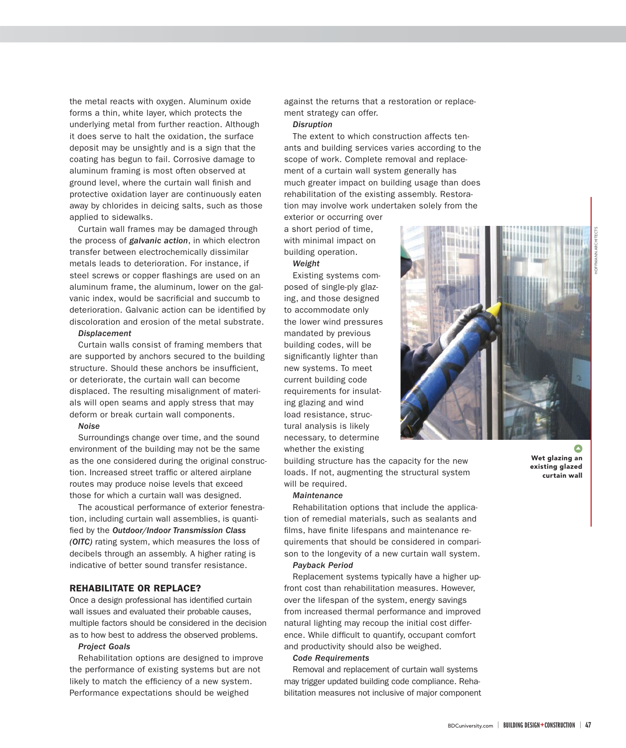the metal reacts with oxygen. Aluminum oxide forms a thin, white layer, which protects the underlying metal from further reaction. Although it does serve to halt the oxidation, the surface deposit may be unsightly and is a sign that the coating has begun to fail. Corrosive damage to aluminum framing is most often observed at ground level, where the curtain wall finish and protective oxidation layer are continuously eaten away by chlorides in deicing salts, such as those applied to sidewalks.

Curtain wall frames may be damaged through the process of ***galvanic action***, in which electron transfer between electrochemically dissimilar metals leads to deterioration. For instance, if steel screws or copper flashings are used on an aluminum frame, the aluminum, lower on the galvanic index, would be sacrificial and succumb to deterioration. Galvanic action can be identified by discoloration and erosion of the metal substrate.

*Displacement*

Curtain walls consist of framing members that are supported by anchors secured to the building structure. Should these anchors be insufficient, or deteriorate, the curtain wall can become displaced. The resulting misalignment of materials will open seams and apply stress that may deform or break curtain wall components.

*Noise*

Surroundings change over time, and the sound environment of the building may not be the same as the one considered during the original construction. Increased street traffic or altered airplane routes may produce noise levels that exceed those for which a curtain wall was designed.

The acoustical performance of exterior fenestration, including curtain wall assemblies, is quantified by the ***Outdoor/Indoor Transmission Class (OITC)*** rating system, which measures the loss of decibels through an assembly. A higher rating is indicative of better sound transfer resistance.

## REHABILITATE OR REPLACE?

Once a design professional has identified curtain wall issues and evaluated their probable causes, multiple factors should be considered in the decision as to how best to address the observed problems.

*Project Goals*

Rehabilitation options are designed to improve the performance of existing systems but are not likely to match the efficiency of a new system. Performance expectations should be weighed against the returns that a restoration or replacement strategy can offer.

*Disruption*

The extent to which construction affects tenants and building services varies according to the scope of work. Complete removal and replacement of a curtain wall system generally has much greater impact on building usage than does rehabilitation of the existing assembly. Restoration may involve work undertaken solely from the exterior or occurring over a short period of time, with minimal impact on building operation.

*Weight*

Existing systems composed of single-ply glazing, and those designed to accommodate only the lower wind pressures mandated by previous building codes, will be significantly lighter than new systems. To meet current building code requirements for insulating glazing and wind load resistance, structural analysis is likely necessary, to determine whether the existing building structure has the capacity for the new loads. If not, augmenting the structural system will be required.

Wet glazing an existing glazed curtain wall

*Maintenance*

Rehabilitation options that include the application of remedial materials, such as sealants and films, have finite lifespans and maintenance requirements that should be considered in comparison to the longevity of a new curtain wall system.

*Payback Period*

Replacement systems typically have a higher up-front cost than rehabilitation measures. However, over the lifespan of the system, energy savings from increased thermal performance and improved natural lighting may recoup the initial cost difference. While difficult to quantify, occupant comfort and productivity should also be weighed.

*Code Requirements*

Removal and replacement of curtain wall systems may trigger updated building code compliance. Rehabilitation measures not inclusive of major component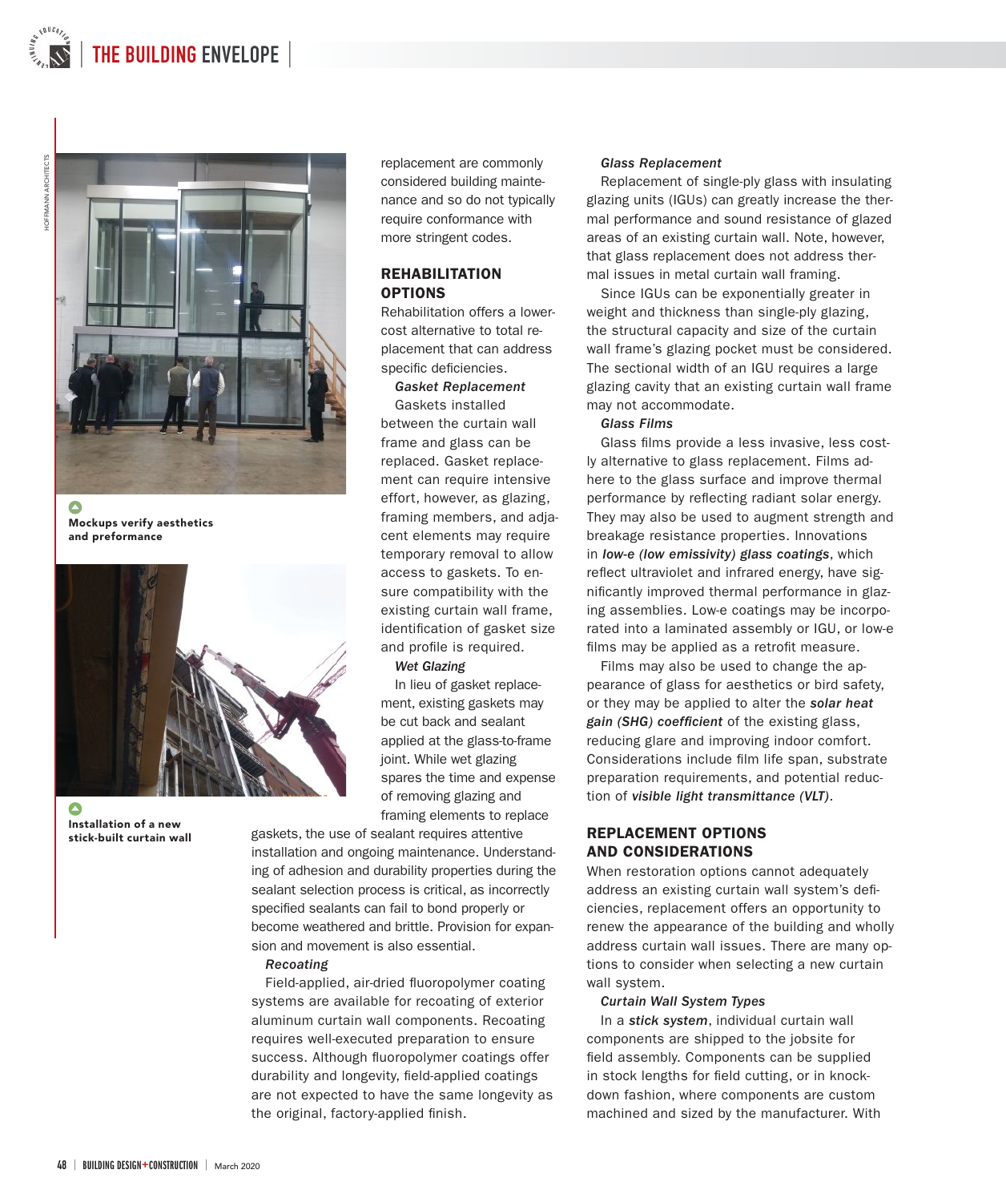replacement are commonly considered building maintenance and so do not typically require conformance with more stringent codes.

## REHABILITATION OPTIONS

Rehabilitation offers a lower-cost alternative to total replacement that can address specific deficiencies.

### *Gasket Replacement*

Gaskets installed between the curtain wall frame and glass can be replaced. Gasket replacement can require intensive effort, however, as glazing, framing members, and adjacent elements may require temporary removal to allow access to gaskets. To ensure compatibility with the existing curtain wall frame, identification of gasket size and profile is required.

### *Wet Glazing*

In lieu of gasket replacement, existing gaskets may be cut back and sealant applied at the glass-to-frame joint. While wet glazing spares the time and expense of removing glazing and framing elements to replace gaskets, the use of sealant requires attentive installation and ongoing maintenance. Understanding of adhesion and durability properties during the sealant selection process is critical, as incorrectly specified sealants can fail to bond properly or become weathered and brittle. Provision for expansion and movement is also essential.

### *Recoating*

Field-applied, air-dried fluoropolymer coating systems are available for recoating of exterior aluminum curtain wall components. Recoating requires well-executed preparation to ensure success. Although fluoropolymer coatings offer durability and longevity, field-applied coatings are not expected to have the same longevity as the original, factory-applied finish.

**Mockups verify aesthetics and preformance**

**Installation of a new stick-built curtain wall**

### *Glass Replacement*

Replacement of single-ply glass with insulating glazing units (IGUs) can greatly increase the thermal performance and sound resistance of glazed areas of an existing curtain wall. Note, however, that glass replacement does not address thermal issues in metal curtain wall framing.

Since IGUs can be exponentially greater in weight and thickness than single-ply glazing, the structural capacity and size of the curtain wall frame's glazing pocket must be considered. The sectional width of an IGU requires a large glazing cavity that an existing curtain wall frame may not accommodate.

### *Glass Films*

Glass films provide a less invasive, less costly alternative to glass replacement. Films adhere to the glass surface and improve thermal performance by reflecting radiant solar energy. They may also be used to augment strength and breakage resistance properties. Innovations in ***low-e (low emissivity) glass coatings***, which reflect ultraviolet and infrared energy, have significantly improved thermal performance in glazing assemblies. Low-e coatings may be incorporated into a laminated assembly or IGU, or low-e films may be applied as a retrofit measure.

Films may also be used to change the appearance of glass for aesthetics or bird safety, or they may be applied to alter the ***solar heat gain (SHG) coefficient*** of the existing glass, reducing glare and improving indoor comfort. Considerations include film life span, substrate preparation requirements, and potential reduction of ***visible light transmittance (VLT)***.

## REPLACEMENT OPTIONS AND CONSIDERATIONS

When restoration options cannot adequately address an existing curtain wall system's deficiencies, replacement offers an opportunity to renew the appearance of the building and wholly address curtain wall issues. There are many options to consider when selecting a new curtain wall system.

### *Curtain Wall System Types*

In a ***stick system***, individual curtain wall components are shipped to the jobsite for field assembly. Components can be supplied in stock lengths for field cutting, or in knock-down fashion, where components are custom machined and sized by the manufacturer. With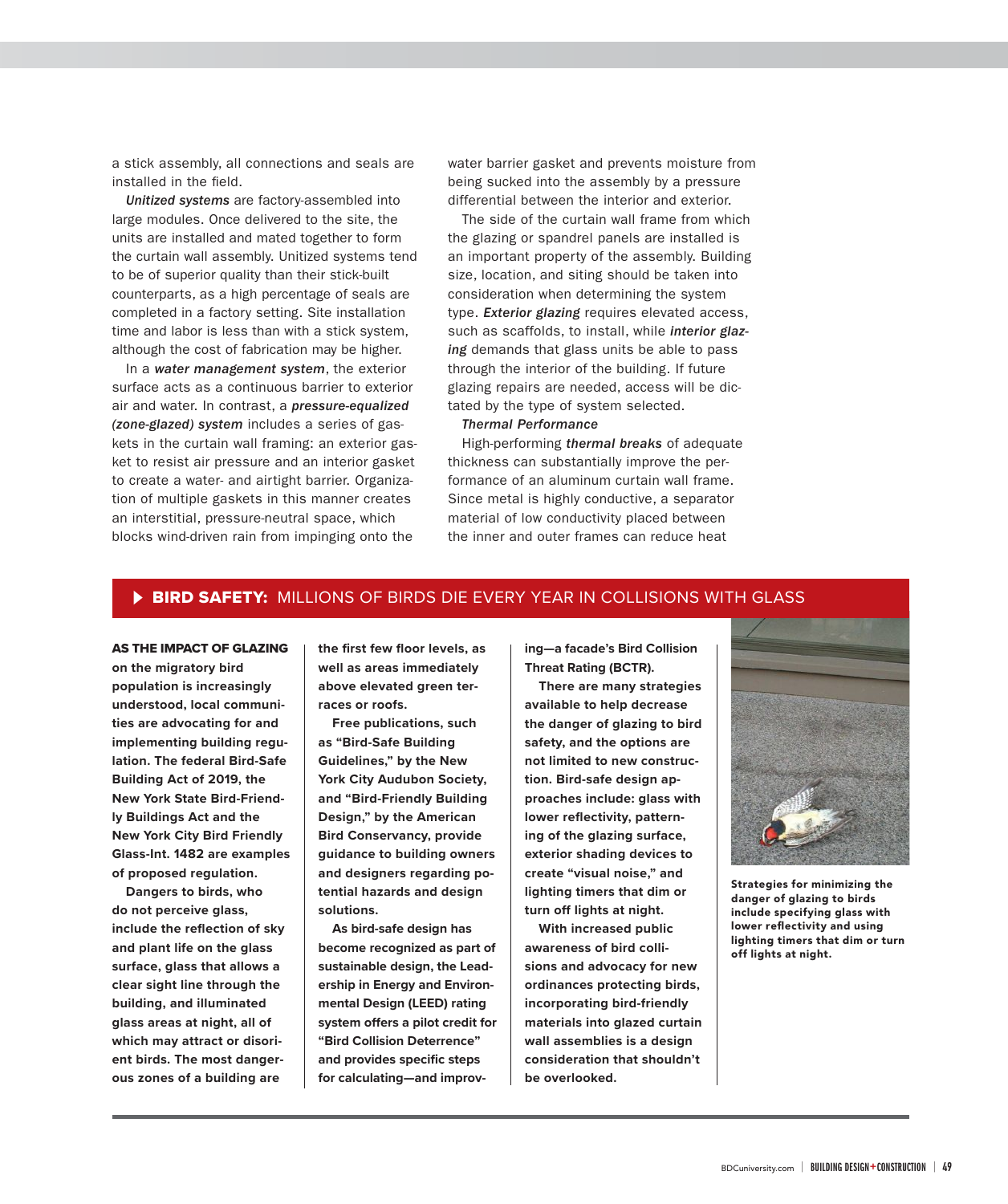a stick assembly, all connections and seals are installed in the field.

***Unitized systems*** are factory-assembled into large modules. Once delivered to the site, the units are installed and mated together to form the curtain wall assembly. Unitized systems tend to be of superior quality than their stick-built counterparts, as a high percentage of seals are completed in a factory setting. Site installation time and labor is less than with a stick system, although the cost of fabrication may be higher.

In a ***water management system***, the exterior surface acts as a continuous barrier to exterior air and water. In contrast, a ***pressure-equalized (zone-glazed) system*** includes a series of gaskets in the curtain wall framing: an exterior gasket to resist air pressure and an interior gasket to create a water- and airtight barrier. Organization of multiple gaskets in this manner creates an interstitial, pressure-neutral space, which blocks wind-driven rain from impinging onto the water barrier gasket and prevents moisture from being sucked into the assembly by a pressure differential between the interior and exterior.

The side of the curtain wall frame from which the glazing or spandrel panels are installed is an important property of the assembly. Building size, location, and siting should be taken into consideration when determining the system type. ***Exterior glazing*** requires elevated access, such as scaffolds, to install, while ***interior glazing*** demands that glass units be able to pass through the interior of the building. If future glazing repairs are needed, access will be dictated by the type of system selected.

### *Thermal Performance*

High-performing ***thermal breaks*** of adequate thickness can substantially improve the performance of an aluminum curtain wall frame. Since metal is highly conductive, a separator material of low conductivity placed between the inner and outer frames can reduce heat

## BIRD SAFETY: MILLIONS OF BIRDS DIE EVERY YEAR IN COLLISIONS WITH GLASS

**AS THE IMPACT OF GLAZING on the migratory bird population is increasingly understood, local communities are advocating for and implementing building regulation. The federal Bird-Safe Building Act of 2019, the New York State Bird-Friendly Buildings Act and the New York City Bird Friendly Glass-Int. 1482 are examples of proposed regulation.**

**Dangers to birds, who do not perceive glass, include the reflection of sky and plant life on the glass surface, glass that allows a clear sight line through the building, and illuminated glass areas at night, all of which may attract or disorient birds. The most dangerous zones of a building are the first few floor levels, as well as areas immediately above elevated green terraces or roofs.**

**Free publications, such as "Bird-Safe Building Guidelines," by the New York City Audubon Society, and "Bird-Friendly Building Design," by the American Bird Conservancy, provide guidance to building owners and designers regarding potential hazards and design solutions.**

**As bird-safe design has become recognized as part of sustainable design, the Leadership in Energy and Environmental Design (LEED) rating system offers a pilot credit for "Bird Collision Deterrence" and provides specific steps for calculating—and improving—a facade's Bird Collision Threat Rating (BCTR).**

**There are many strategies available to help decrease the danger of glazing to bird safety, and the options are not limited to new construction. Bird-safe design approaches include: glass with lower reflectivity, patterning of the glazing surface, exterior shading devices to create "visual noise," and lighting timers that dim or turn off lights at night.**

**With increased public awareness of bird collisions and advocacy for new ordinances protecting birds, incorporating bird-friendly materials into glazed curtain wall assemblies is a design consideration that shouldn't be overlooked.**

**Strategies for minimizing the danger of glazing to birds include specifying glass with lower reflectivity and using lighting timers that dim or turn off lights at night.**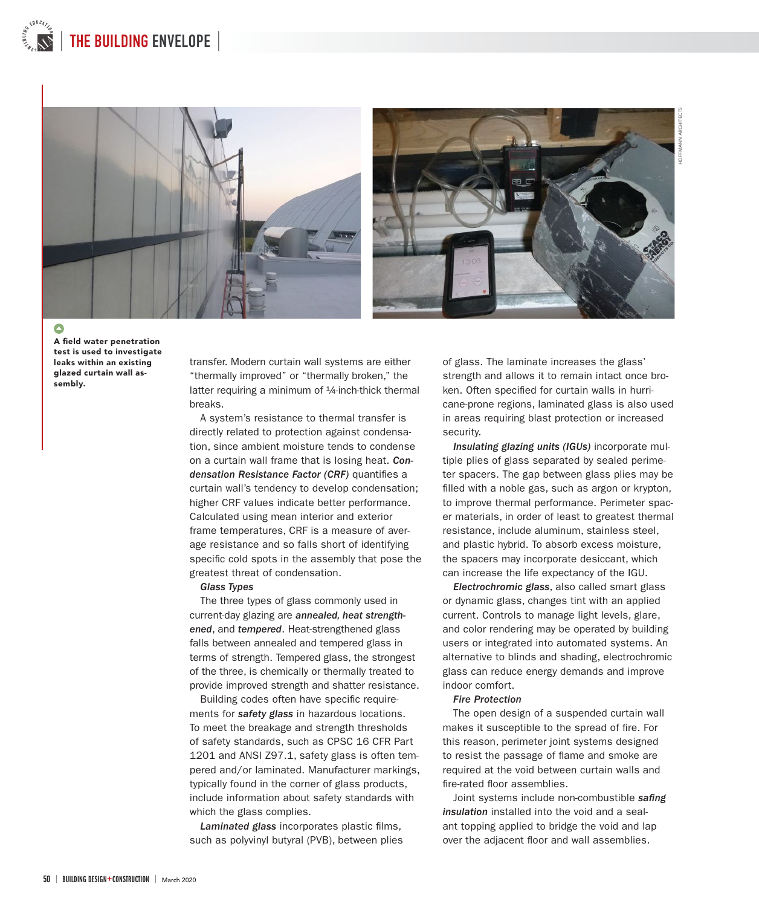A field water penetration test is used to investigate leaks within an existing glazed curtain wall assembly.

transfer. Modern curtain wall systems are either "thermally improved" or "thermally broken," the latter requiring a minimum of ¼-inch-thick thermal breaks.

A system's resistance to thermal transfer is directly related to protection against condensation, since ambient moisture tends to condense on a curtain wall frame that is losing heat. ***Condensation Resistance Factor (CRF)*** quantifies a curtain wall's tendency to develop condensation; higher CRF values indicate better performance. Calculated using mean interior and exterior frame temperatures, CRF is a measure of average resistance and so falls short of identifying specific cold spots in the assembly that pose the greatest threat of condensation.

*Glass Types*

The three types of glass commonly used in current-day glazing are ***annealed, heat strengthened***, and ***tempered***. Heat-strengthened glass falls between annealed and tempered glass in terms of strength. Tempered glass, the strongest of the three, is chemically or thermally treated to provide improved strength and shatter resistance.

Building codes often have specific requirements for ***safety glass*** in hazardous locations. To meet the breakage and strength thresholds of safety standards, such as CPSC 16 CFR Part 1201 and ANSI Z97.1, safety glass is often tempered and/or laminated. Manufacturer markings, typically found in the corner of glass products, include information about safety standards with which the glass complies.

***Laminated glass*** incorporates plastic films, such as polyvinyl butyral (PVB), between plies of glass. The laminate increases the glass' strength and allows it to remain intact once broken. Often specified for curtain walls in hurricane-prone regions, laminated glass is also used in areas requiring blast protection or increased security.

***Insulating glazing units (IGUs)*** incorporate multiple plies of glass separated by sealed perimeter spacers. The gap between glass plies may be filled with a noble gas, such as argon or krypton, to improve thermal performance. Perimeter spacer materials, in order of least to greatest thermal resistance, include aluminum, stainless steel, and plastic hybrid. To absorb excess moisture, the spacers may incorporate desiccant, which can increase the life expectancy of the IGU.

***Electrochromic glass***, also called smart glass or dynamic glass, changes tint with an applied current. Controls to manage light levels, glare, and color rendering may be operated by building users or integrated into automated systems. An alternative to blinds and shading, electrochromic glass can reduce energy demands and improve indoor comfort.

*Fire Protection*

The open design of a suspended curtain wall makes it susceptible to the spread of fire. For this reason, perimeter joint systems designed to resist the passage of flame and smoke are required at the void between curtain walls and fire-rated floor assemblies.

Joint systems include non-combustible ***safing insulation*** installed into the void and a sealant topping applied to bridge the void and lap over the adjacent floor and wall assemblies.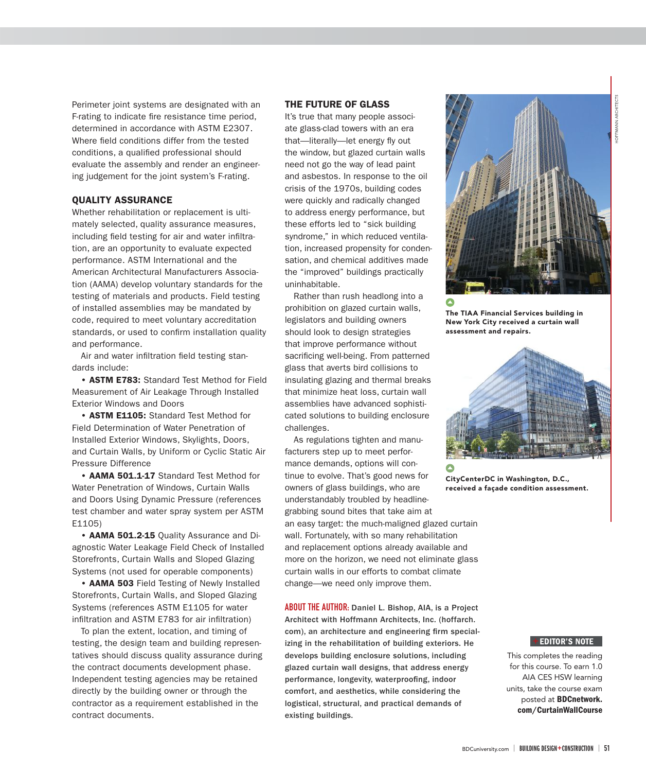Perimeter joint systems are designated with an F-rating to indicate fire resistance time period, determined in accordance with ASTM E2307. Where field conditions differ from the tested conditions, a qualified professional should evaluate the assembly and render an engineering judgement for the joint system's F-rating.

## QUALITY ASSURANCE

Whether rehabilitation or replacement is ultimately selected, quality assurance measures, including field testing for air and water infiltration, are an opportunity to evaluate expected performance. ASTM International and the American Architectural Manufacturers Association (AAMA) develop voluntary standards for the testing of materials and products. Field testing of installed assemblies may be mandated by code, required to meet voluntary accreditation standards, or used to confirm installation quality and performance.

Air and water infiltration field testing standards include:

- **ASTM E783:** Standard Test Method for Field Measurement of Air Leakage Through Installed Exterior Windows and Doors
- **ASTM E1105:** Standard Test Method for Field Determination of Water Penetration of Installed Exterior Windows, Skylights, Doors, and Curtain Walls, by Uniform or Cyclic Static Air Pressure Difference
- **AAMA 501.1-17** Standard Test Method for Water Penetration of Windows, Curtain Walls and Doors Using Dynamic Pressure (references test chamber and water spray system per ASTM E1105)
- **AAMA 501.2-15** Quality Assurance and Diagnostic Water Leakage Field Check of Installed Storefronts, Curtain Walls and Sloped Glazing Systems (not used for operable components)
- **AAMA 503** Field Testing of Newly Installed Storefronts, Curtain Walls, and Sloped Glazing Systems (references ASTM E1105 for water infiltration and ASTM E783 for air infiltration)

To plan the extent, location, and timing of testing, the design team and building representatives should discuss quality assurance during the contract documents development phase. Independent testing agencies may be retained directly by the building owner or through the contractor as a requirement established in the contract documents.

## THE FUTURE OF GLASS

It's true that many people associate glass-clad towers with an era that—literally—let energy fly out the window, but glazed curtain walls need not go the way of lead paint and asbestos. In response to the oil crisis of the 1970s, building codes were quickly and radically changed to address energy performance, but these efforts led to "sick building syndrome," in which reduced ventilation, increased propensity for condensation, and chemical additives made the "improved" buildings practically uninhabitable.

Rather than rush headlong into a prohibition on glazed curtain walls, legislators and building owners should look to design strategies that improve performance without sacrificing well-being. From patterned glass that averts bird collisions to insulating glazing and thermal breaks that minimize heat loss, curtain wall assemblies have advanced sophisticated solutions to building enclosure challenges.

As regulations tighten and manufacturers step up to meet performance demands, options will continue to evolve. That's good news for owners of glass buildings, who are understandably troubled by headline-grabbing sound bites that take aim at an easy target: the much-maligned glazed curtain wall. Fortunately, with so many rehabilitation and replacement options already available and more on the horizon, we need not eliminate glass curtain walls in our efforts to combat climate change—we need only improve them.

**ABOUT THE AUTHOR: Daniel L. Bishop, AIA, is a Project Architect with Hoffmann Architects, Inc. (hoffarch.com), an architecture and engineering firm specializing in the rehabilitation of building exteriors. He develops building enclosure solutions, including glazed curtain wall designs, that address energy performance, longevity, waterproofing, indoor comfort, and aesthetics, while considering the logistical, structural, and practical demands of existing buildings.**

HOFFMANN ARCHITECTS

**The TIAA Financial Services building in New York City received a curtain wall assessment and repairs.**

**CityCenterDC in Washington, D.C., received a façade condition assessment.**

**EDITOR'S NOTE**

This completes the reading for this course. To earn 1.0 AIA CES HSW learning units, take the course exam posted at **BDCnetwork.com/CurtainWallCourse**